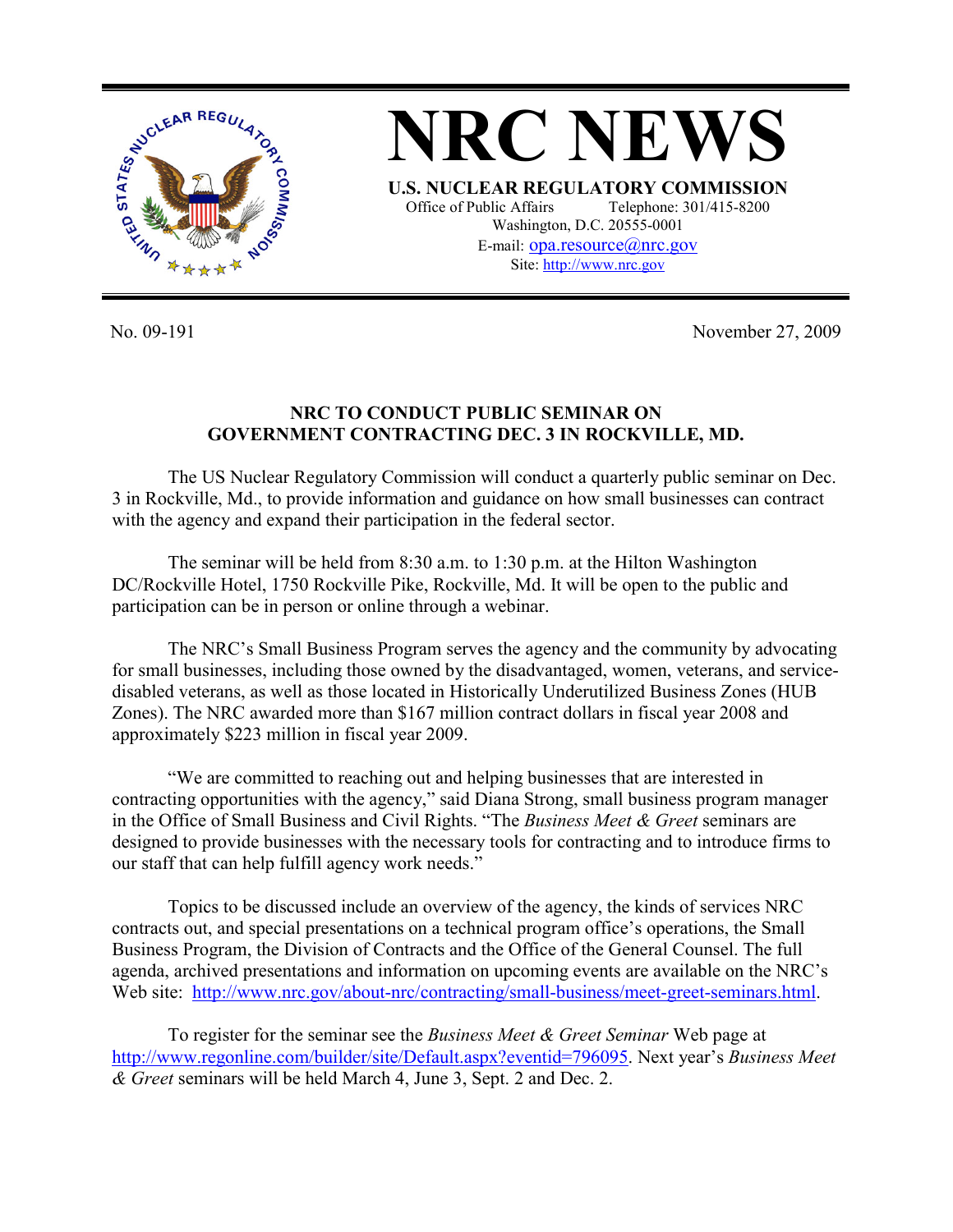# NRC NEWS

**U.S. NUCLEAR REGULATORY COMMISSION**

Office of Public Affairs Telephone: 301/415-8200
Washington, D.C. 20555-0001
E-mail: opa.resource@nrc.gov
Site: http://www.nrc.gov

No. 09-191 November 27, 2009

## NRC TO CONDUCT PUBLIC SEMINAR ON GOVERNMENT CONTRACTING DEC. 3 IN ROCKVILLE, MD.

The US Nuclear Regulatory Commission will conduct a quarterly public seminar on Dec. 3 in Rockville, Md., to provide information and guidance on how small businesses can contract with the agency and expand their participation in the federal sector.

The seminar will be held from 8:30 a.m. to 1:30 p.m. at the Hilton Washington DC/Rockville Hotel, 1750 Rockville Pike, Rockville, Md. It will be open to the public and participation can be in person or online through a webinar.

The NRC's Small Business Program serves the agency and the community by advocating for small businesses, including those owned by the disadvantaged, women, veterans, and service-disabled veterans, as well as those located in Historically Underutilized Business Zones (HUB Zones). The NRC awarded more than $167 million contract dollars in fiscal year 2008 and approximately $223 million in fiscal year 2009.

"We are committed to reaching out and helping businesses that are interested in contracting opportunities with the agency," said Diana Strong, small business program manager in the Office of Small Business and Civil Rights. "The *Business Meet & Greet* seminars are designed to provide businesses with the necessary tools for contracting and to introduce firms to our staff that can help fulfill agency work needs."

Topics to be discussed include an overview of the agency, the kinds of services NRC contracts out, and special presentations on a technical program office's operations, the Small Business Program, the Division of Contracts and the Office of the General Counsel. The full agenda, archived presentations and information on upcoming events are available on the NRC's Web site: http://www.nrc.gov/about-nrc/contracting/small-business/meet-greet-seminars.html.

To register for the seminar see the *Business Meet & Greet Seminar* Web page at http://www.regonline.com/builder/site/Default.aspx?eventid=796095. Next year's *Business Meet & Greet* seminars will be held March 4, June 3, Sept. 2 and Dec. 2.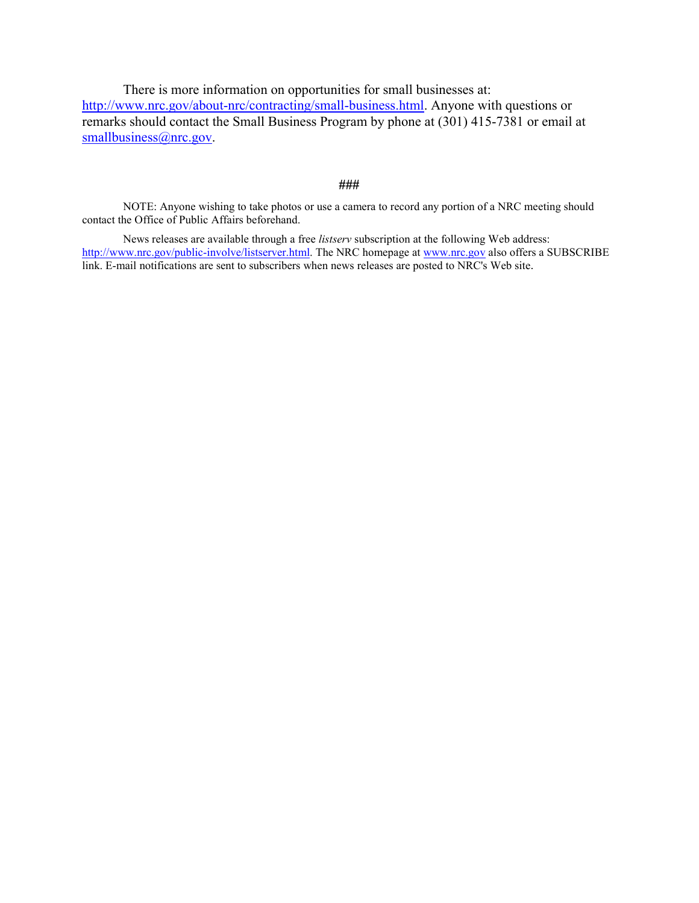There is more information on opportunities for small businesses at: http://www.nrc.gov/about-nrc/contracting/small-business.html. Anyone with questions or remarks should contact the Small Business Program by phone at (301) 415-7381 or email at smallbusiness@nrc.gov.

###

NOTE: Anyone wishing to take photos or use a camera to record any portion of a NRC meeting should contact the Office of Public Affairs beforehand.

News releases are available through a free *listserv* subscription at the following Web address: http://www.nrc.gov/public-involve/listserver.html. The NRC homepage at www.nrc.gov also offers a SUBSCRIBE link. E-mail notifications are sent to subscribers when news releases are posted to NRC's Web site.